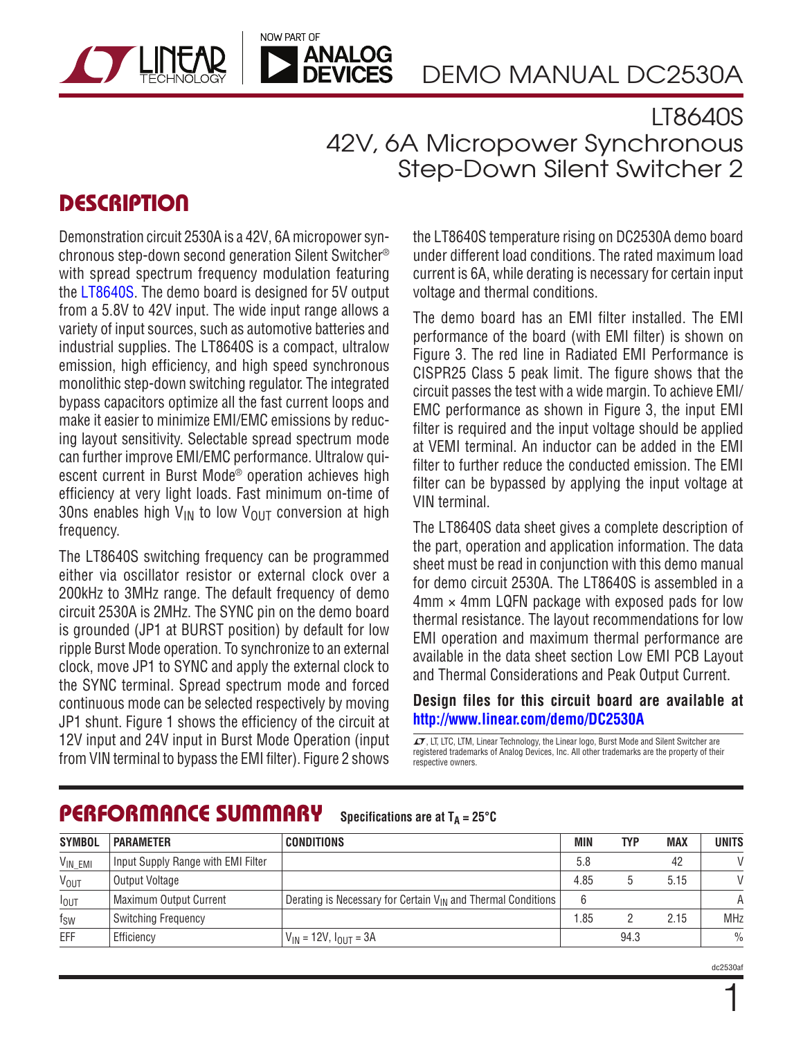# DEMO MANUAL DC2530A

## LT8640S

## 42V, 6A Micropower Synchronous Step-Down Silent Switcher 2

## DESCRIPTION

Demonstration circuit 2530A is a 42V, 6A micropower synchronous step-down second generation Silent Switcher® with spread spectrum frequency modulation featuring the LT8640S. The demo board is designed for 5V output from a 5.8V to 42V input. The wide input range allows a variety of input sources, such as automotive batteries and industrial supplies. The LT8640S is a compact, ultralow emission, high efficiency, and high speed synchronous monolithic step-down switching regulator. The integrated bypass capacitors optimize all the fast current loops and make it easier to minimize EMI/EMC emissions by reducing layout sensitivity. Selectable spread spectrum mode can further improve EMI/EMC performance. Ultralow quiescent current in Burst Mode® operation achieves high efficiency at very light loads. Fast minimum on-time of 30ns enables high $V_{IN}$ to low $V_{OUT}$ conversion at high frequency.

The LT8640S switching frequency can be programmed either via oscillator resistor or external clock over a 200kHz to 3MHz range. The default frequency of demo circuit 2530A is 2MHz. The SYNC pin on the demo board is grounded (JP1 at BURST position) by default for low ripple Burst Mode operation. To synchronize to an external clock, move JP1 to SYNC and apply the external clock to the SYNC terminal. Spread spectrum mode and forced continuous mode can be selected respectively by moving JP1 shunt. Figure 1 shows the efficiency of the circuit at 12V input and 24V input in Burst Mode Operation (input from VIN terminal to bypass the EMI filter). Figure 2 shows the LT8640S temperature rising on DC2530A demo board under different load conditions. The rated maximum load current is 6A, while derating is necessary for certain input voltage and thermal conditions.

The demo board has an EMI filter installed. The EMI performance of the board (with EMI filter) is shown on Figure 3. The red line in Radiated EMI Performance is CISPR25 Class 5 peak limit. The figure shows that the circuit passes the test with a wide margin. To achieve EMI/EMC performance as shown in Figure 3, the input EMI filter is required and the input voltage should be applied at VEMI terminal. An inductor can be added in the EMI filter to further reduce the conducted emission. The EMI filter can be bypassed by applying the input voltage at VIN terminal.

The LT8640S data sheet gives a complete description of the part, operation and application information. The data sheet must be read in conjunction with this demo manual for demo circuit 2530A. The LT8640S is assembled in a 4mm × 4mm LQFN package with exposed pads for low thermal resistance. The layout recommendations for low EMI operation and maximum thermal performance are available in the data sheet section Low EMI PCB Layout and Thermal Considerations and Peak Output Current.

**Design files for this circuit board are available at http://www.linear.com/demo/DC2530A**

LT, LTC, LTM, Linear Technology, the Linear logo, Burst Mode and Silent Switcher are registered trademarks of Analog Devices, Inc. All other trademarks are the property of their respective owners.

## PERFORMANCE SUMMARY

Specifications are at $T_A = 25°C$

| SYMBOL | PARAMETER | CONDITIONS | MIN | TYP | MAX | UNITS |
|---|---|---|---|---|---|---|
| $V_{IN\_EMI}$ | Input Supply Range with EMI Filter | | 5.8 | | 42 | V |
| $V_{OUT}$ | Output Voltage | | 4.85 | 5 | 5.15 | V |
| $I_{OUT}$ | Maximum Output Current | Derating is Necessary for Certain $V_{IN}$ and Thermal Conditions | 6 | | | A |
| $f_{SW}$ | Switching Frequency | | 1.85 | 2 | 2.15 | MHz |
| EFF | Efficiency | $V_{IN}$ = 12V, $I_{OUT}$ = 3A | | 94.3 | | % |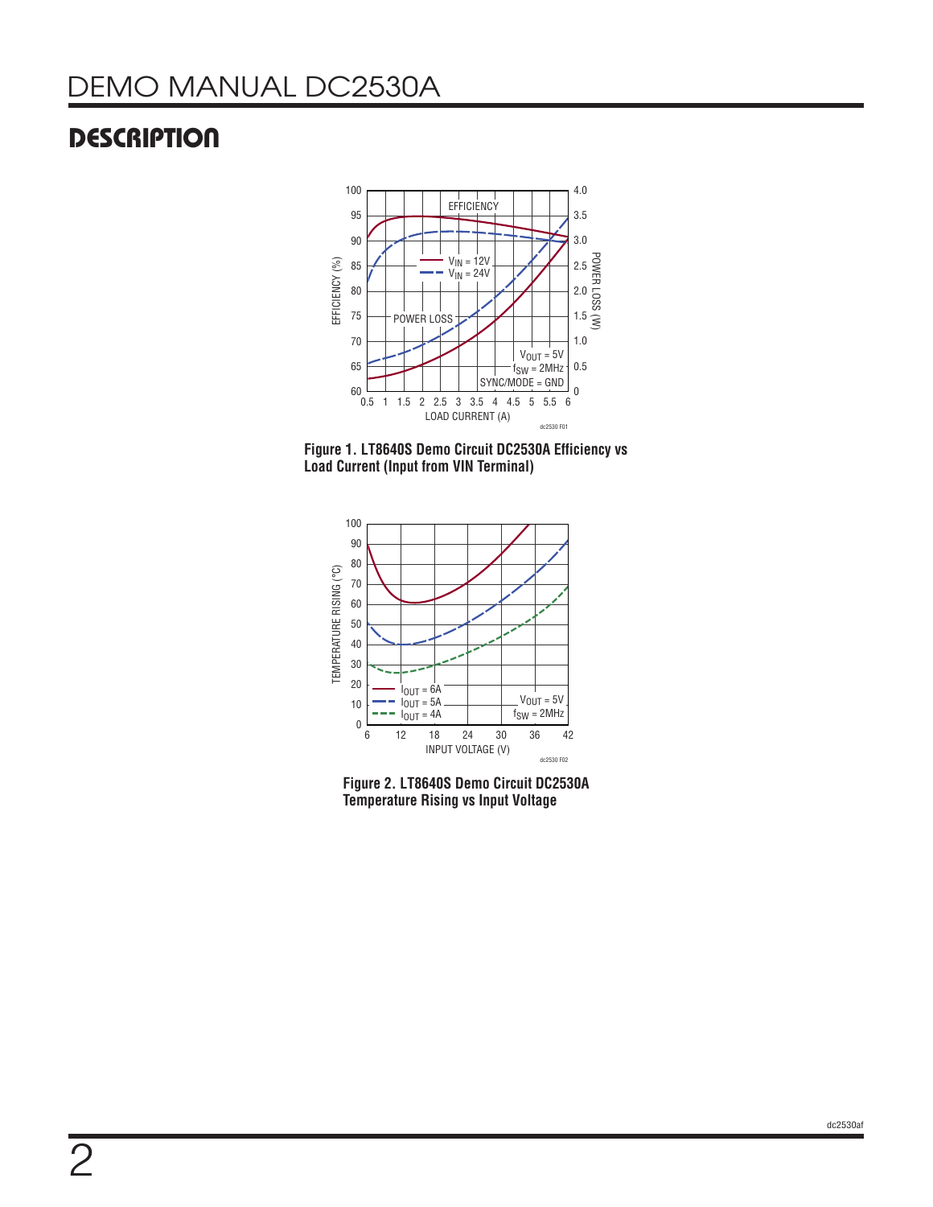## DESCRIPTION

Figure 1. LT8640S Demo Circuit DC2530A Efficiency vs Load Current (Input from VIN Terminal)

Figure 2. LT8640S Demo Circuit DC2530A Temperature Rising vs Input Voltage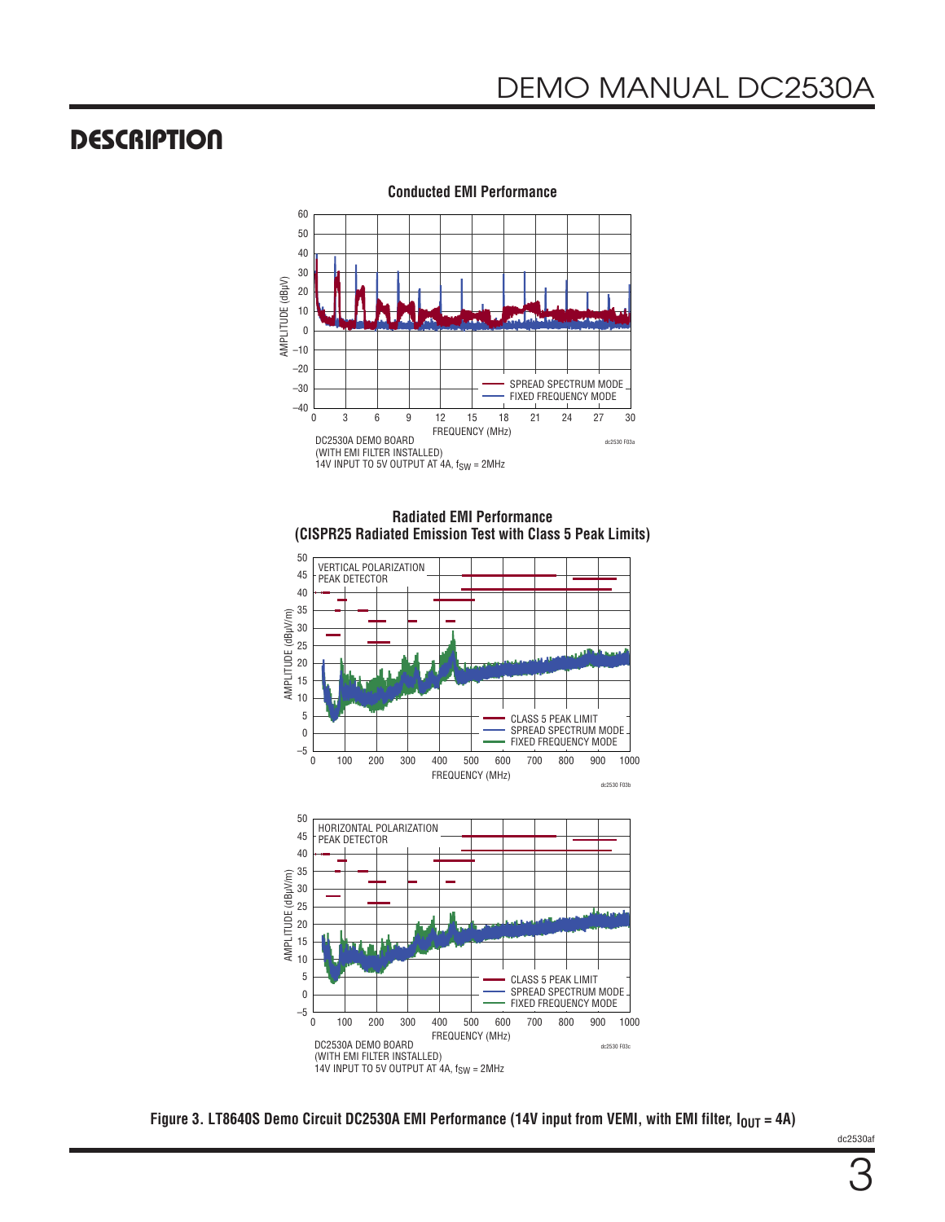## DESCRIPTION

**Conducted EMI Performance**

DC2530A DEMO BOARD
(WITH EMI FILTER INSTALLED)
14V INPUT TO 5V OUTPUT AT 4A, $f_{SW}$ = 2MHz

**Radiated EMI Performance**
**(CISPR25 Radiated Emission Test with Class 5 Peak Limits)**

DC2530A DEMO BOARD
(WITH EMI FILTER INSTALLED)
14V INPUT TO 5V OUTPUT AT 4A, $f_{SW}$ = 2MHz

**Figure 3. LT8640S Demo Circuit DC2530A EMI Performance (14V input from VEMI, with EMI filter, $I_{OUT}$ = 4A)**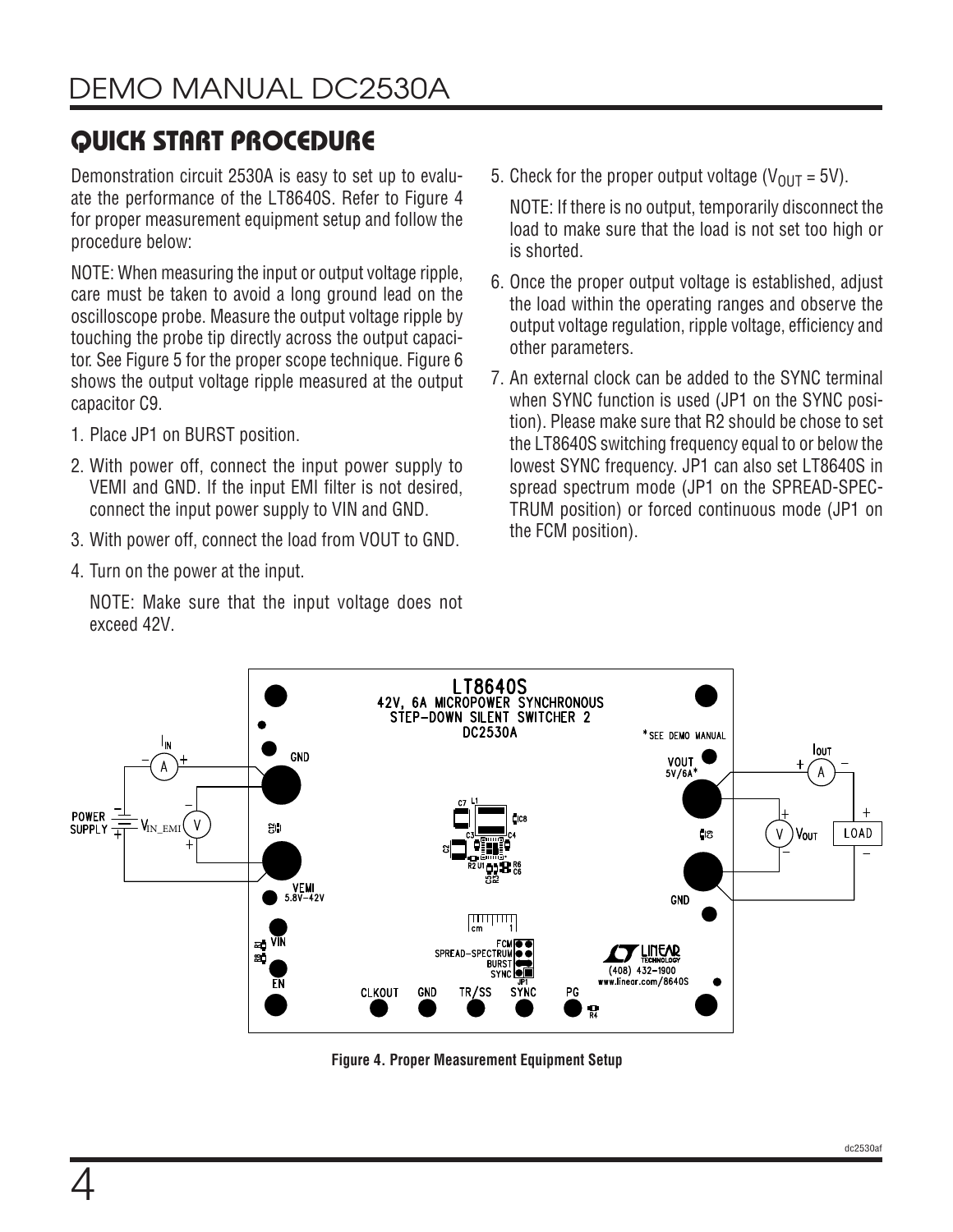## QUICK START PROCEDURE

Demonstration circuit 2530A is easy to set up to evaluate the performance of the LT8640S. Refer to Figure 4 for proper measurement equipment setup and follow the procedure below:

NOTE: When measuring the input or output voltage ripple, care must be taken to avoid a long ground lead on the oscilloscope probe. Measure the output voltage ripple by touching the probe tip directly across the output capacitor. See Figure 5 for the proper scope technique. Figure 6 shows the output voltage ripple measured at the output capacitor C9.

1. Place JP1 on BURST position.
2. With power off, connect the input power supply to VEMI and GND. If the input EMI filter is not desired, connect the input power supply to VIN and GND.
3. With power off, connect the load from VOUT to GND.
4. Turn on the power at the input.

   NOTE: Make sure that the input voltage does not exceed 42V.

5. Check for the proper output voltage ($V_{OUT}$ = 5V).

   NOTE: If there is no output, temporarily disconnect the load to make sure that the load is not set too high or is shorted.

6. Once the proper output voltage is established, adjust the load within the operating ranges and observe the output voltage regulation, ripple voltage, efficiency and other parameters.
7. An external clock can be added to the SYNC terminal when SYNC function is used (JP1 on the SYNC position). Please make sure that R2 should be chose to set the LT8640S switching frequency equal to or below the lowest SYNC frequency. JP1 can also set LT8640S in spread spectrum mode (JP1 on the SPREAD-SPECTRUM position) or forced continuous mode (JP1 on the FCM position).

**Figure 4. Proper Measurement Equipment Setup**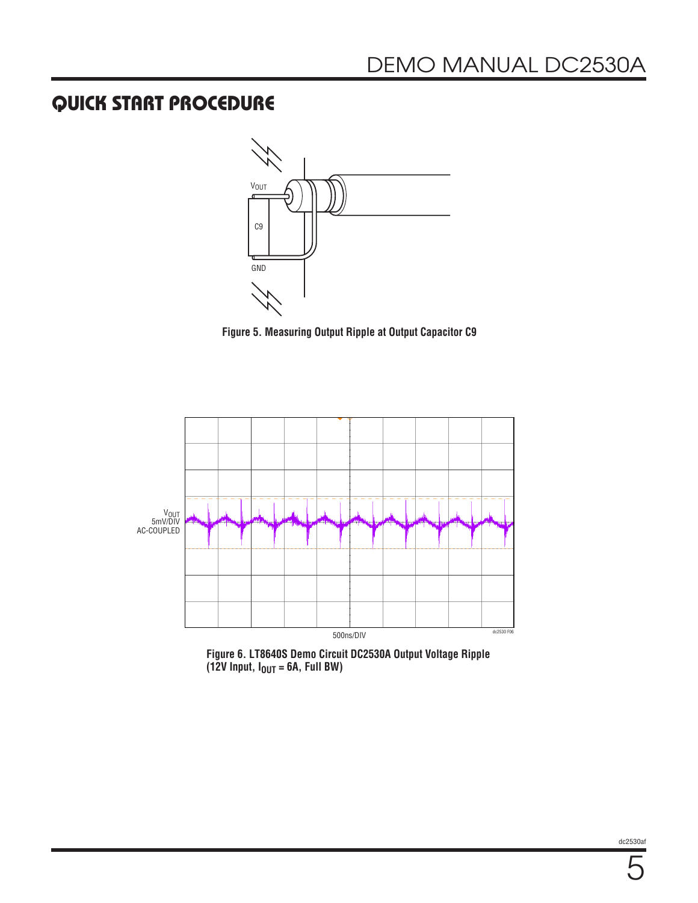## QUICK START PROCEDURE

Figure 5. Measuring Output Ripple at Output Capacitor C9

Figure 6. LT8640S Demo Circuit DC2530A Output Voltage Ripple (12V Input, $I_{OUT}$ = 6A, Full BW)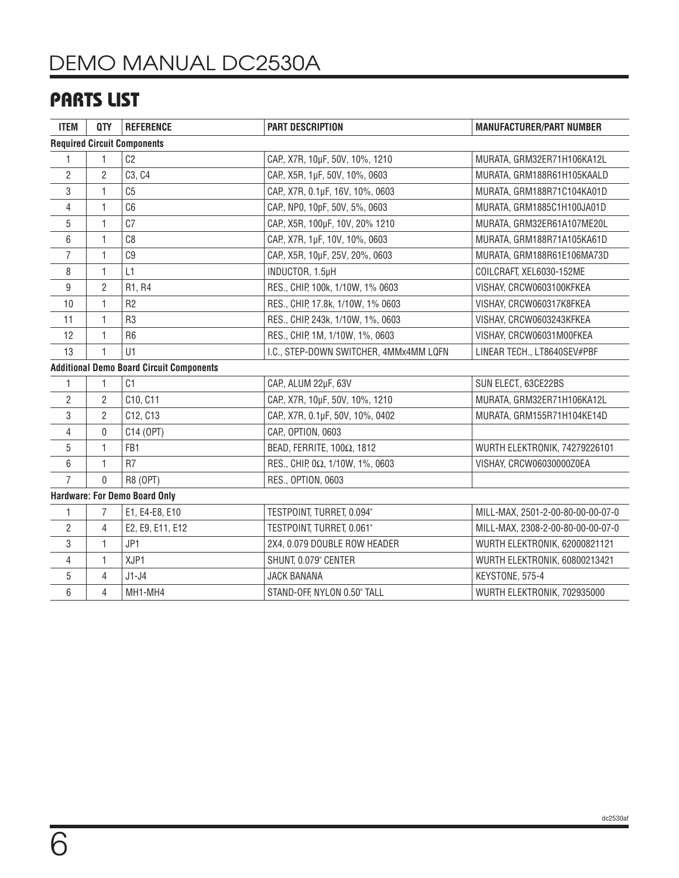## PARTS LIST

| ITEM | QTY | REFERENCE | PART DESCRIPTION | MANUFACTURER/PART NUMBER |
|---|---|---|---|---|
| **Required Circuit Components** | | | | |
| 1 | 1 | C2 | CAP., X7R, 10µF, 50V, 10%, 1210 | MURATA, GRM32ER71H106KA12L |
| 2 | 2 | C3, C4 | CAP., X5R, 1µF, 50V, 10%, 0603 | MURATA, GRM188R61H105KAALD |
| 3 | 1 | C5 | CAP., X7R, 0.1µF, 16V, 10%, 0603 | MURATA, GRM188R71C104KA01D |
| 4 | 1 | C6 | CAP., NP0, 10pF, 50V, 5%, 0603 | MURATA, GRM1885C1H100JA01D |
| 5 | 1 | C7 | CAP., X5R, 100µF, 10V, 20% 1210 | MURATA, GRM32ER61A107ME20L |
| 6 | 1 | C8 | CAP., X7R, 1µF, 10V, 10%, 0603 | MURATA, GRM188R71A105KA61D |
| 7 | 1 | C9 | CAP., X5R, 10µF, 25V, 20%, 0603 | MURATA, GRM188R61E106MA73D |
| 8 | 1 | L1 | INDUCTOR, 1.5µH | COILCRAFT, XEL6030-152ME |
| 9 | 2 | R1, R4 | RES., CHIP, 100k, 1/10W, 1% 0603 | VISHAY, CRCW0603100KFKEA |
| 10 | 1 | R2 | RES., CHIP, 17.8k, 1/10W, 1% 0603 | VISHAY, CRCW060317K8FKEA |
| 11 | 1 | R3 | RES., CHIP, 243k, 1/10W, 1%, 0603 | VISHAY, CRCW0603243KFKEA |
| 12 | 1 | R6 | RES., CHIP, 1M, 1/10W, 1%, 0603 | VISHAY, CRCW06031M00FKEA |
| 13 | 1 | U1 | I.C., STEP-DOWN SWITCHER, 4MMx4MM LQFN | LINEAR TECH., LT8640SEV#PBF |
| **Additional Demo Board Circuit Components** | | | | |
| 1 | 1 | C1 | CAP., ALUM 22µF, 63V | SUN ELECT., 63CE22BS |
| 2 | 2 | C10, C11 | CAP., X7R, 10µF, 50V, 10%, 1210 | MURATA, GRM32ER71H106KA12L |
| 3 | 2 | C12, C13 | CAP., X7R, 0.1µF, 50V, 10%, 0402 | MURATA, GRM155R71H104KE14D |
| 4 | 0 | C14 (OPT) | CAP., OPTION, 0603 | |
| 5 | 1 | FB1 | BEAD, FERRITE, 100Ω, 1812 | WURTH ELEKTRONIK, 74279226101 |
| 6 | 1 | R7 | RES., CHIP, 0Ω, 1/10W, 1%, 0603 | VISHAY, CRCW06030000Z0EA |
| 7 | 0 | R8 (OPT) | RES., OPTION, 0603 | |
| **Hardware: For Demo Board Only** | | | | |
| 1 | 7 | E1, E4-E8, E10 | TESTPOINT, TURRET, 0.094" | MILL-MAX, 2501-2-00-80-00-00-07-0 |
| 2 | 4 | E2, E9, E11, E12 | TESTPOINT, TURRET, 0.061" | MILL-MAX, 2308-2-00-80-00-00-07-0 |
| 3 | 1 | JP1 | 2X4, 0.079 DOUBLE ROW HEADER | WURTH ELEKTRONIK, 62000821121 |
| 4 | 1 | XJP1 | SHUNT, 0.079" CENTER | WURTH ELEKTRONIK, 60800213421 |
| 5 | 4 | J1-J4 | JACK BANANA | KEYSTONE, 575-4 |
| 6 | 4 | MH1-MH4 | STAND-OFF, NYLON 0.50" TALL | WURTH ELEKTRONIK, 702935000 |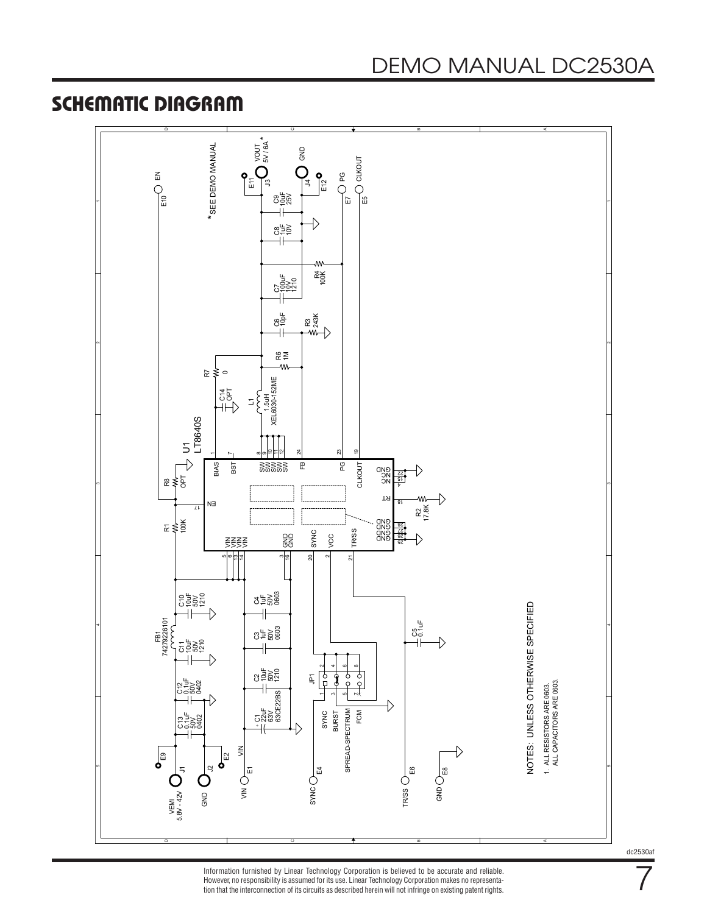## SCHEMATIC DIAGRAM

NOTES: UNLESS OTHERWISE SPECIFIED

1. ALL RESISTORS ARE 0603.
   ALL CAPACITORS ARE 0603.

* SEE DEMO MANUAL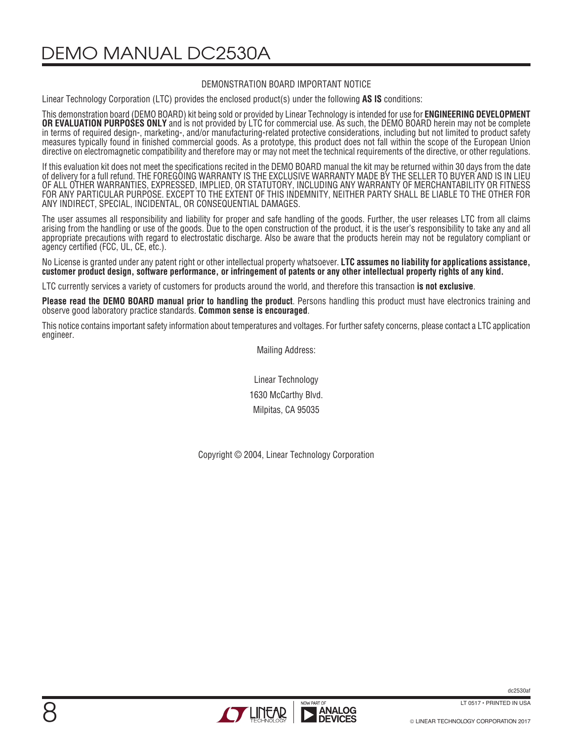DEMONSTRATION BOARD IMPORTANT NOTICE

Linear Technology Corporation (LTC) provides the enclosed product(s) under the following **AS IS** conditions:

This demonstration board (DEMO BOARD) kit being sold or provided by Linear Technology is intended for use for **ENGINEERING DEVELOPMENT OR EVALUATION PURPOSES ONLY** and is not provided by LTC for commercial use. As such, the DEMO BOARD herein may not be complete in terms of required design-, marketing-, and/or manufacturing-related protective considerations, including but not limited to product safety measures typically found in finished commercial goods. As a prototype, this product does not fall within the scope of the European Union directive on electromagnetic compatibility and therefore may or may not meet the technical requirements of the directive, or other regulations.

If this evaluation kit does not meet the specifications recited in the DEMO BOARD manual the kit may be returned within 30 days from the date of delivery for a full refund. THE FOREGOING WARRANTY IS THE EXCLUSIVE WARRANTY MADE BY THE SELLER TO BUYER AND IS IN LIEU OF ALL OTHER WARRANTIES, EXPRESSED, IMPLIED, OR STATUTORY, INCLUDING ANY WARRANTY OF MERCHANTABILITY OR FITNESS FOR ANY PARTICULAR PURPOSE. EXCEPT TO THE EXTENT OF THIS INDEMNITY, NEITHER PARTY SHALL BE LIABLE TO THE OTHER FOR ANY INDIRECT, SPECIAL, INCIDENTAL, OR CONSEQUENTIAL DAMAGES.

The user assumes all responsibility and liability for proper and safe handling of the goods. Further, the user releases LTC from all claims arising from the handling or use of the goods. Due to the open construction of the product, it is the user's responsibility to take any and all appropriate precautions with regard to electrostatic discharge. Also be aware that the products herein may not be regulatory compliant or agency certified (FCC, UL, CE, etc.).

No License is granted under any patent right or other intellectual property whatsoever. **LTC assumes no liability for applications assistance, customer product design, software performance, or infringement of patents or any other intellectual property rights of any kind.**

LTC currently services a variety of customers for products around the world, and therefore this transaction **is not exclusive**.

**Please read the DEMO BOARD manual prior to handling the product**. Persons handling this product must have electronics training and observe good laboratory practice standards. **Common sense is encouraged**.

This notice contains important safety information about temperatures and voltages. For further safety concerns, please contact a LTC application engineer.

Mailing Address:

Linear Technology

1630 McCarthy Blvd.

Milpitas, CA 95035

Copyright © 2004, Linear Technology Corporation

LT 0517 • PRINTED IN USA

© LINEAR TECHNOLOGY CORPORATION 2017